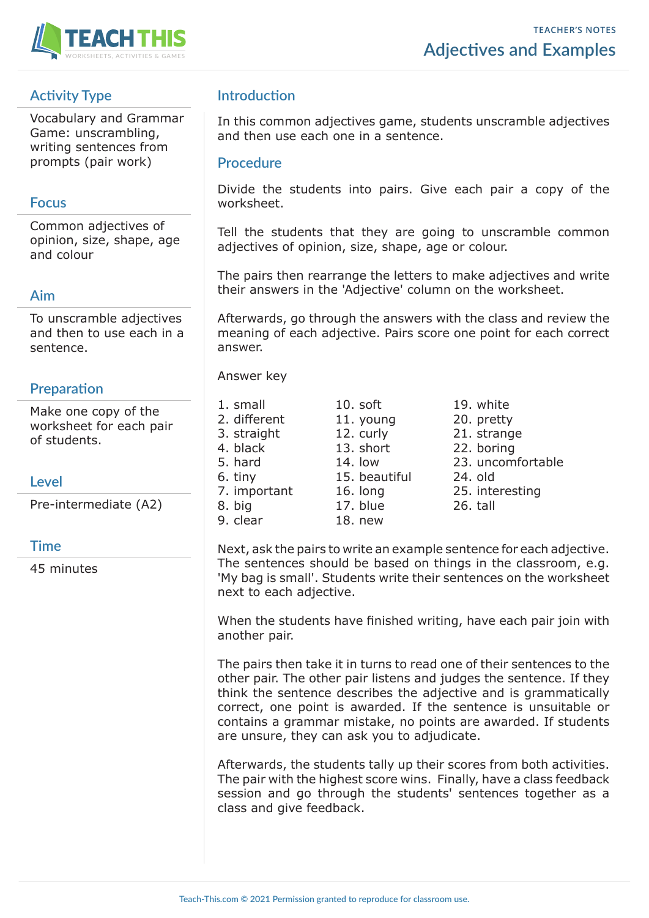TEACHER'S NOTES

# Adjectives and Examples

## Activity Type

Vocabulary and Grammar Game: unscrambling, writing sentences from prompts (pair work)

## Focus

Common adjectives of opinion, size, shape, age and colour

## Aim

To unscramble adjectives and then to use each in a sentence.

## Preparation

Make one copy of the worksheet for each pair of students.

## Level

Pre-intermediate (A2)

## Time

45 minutes

## Introduction

In this common adjectives game, students unscramble adjectives and then use each one in a sentence.

## Procedure

Divide the students into pairs. Give each pair a copy of the worksheet.

Tell the students that they are going to unscramble common adjectives of opinion, size, shape, age or colour.

The pairs then rearrange the letters to make adjectives and write their answers in the 'Adjective' column on the worksheet.

Afterwards, go through the answers with the class and review the meaning of each adjective. Pairs score one point for each correct answer.

Answer key

1. small
2. different
3. straight
4. black
5. hard
6. tiny
7. important
8. big
9. clear
10. soft
11. young
12. curly
13. short
14. low
15. beautiful
16. long
17. blue
18. new
19. white
20. pretty
21. strange
22. boring
23. uncomfortable
24. old
25. interesting
26. tall

Next, ask the pairs to write an example sentence for each adjective. The sentences should be based on things in the classroom, e.g. 'My bag is small'. Students write their sentences on the worksheet next to each adjective.

When the students have finished writing, have each pair join with another pair.

The pairs then take it in turns to read one of their sentences to the other pair. The other pair listens and judges the sentence. If they think the sentence describes the adjective and is grammatically correct, one point is awarded. If the sentence is unsuitable or contains a grammar mistake, no points are awarded. If students are unsure, they can ask you to adjudicate.

Afterwards, the students tally up their scores from both activities. The pair with the highest score wins. Finally, have a class feedback session and go through the students' sentences together as a class and give feedback.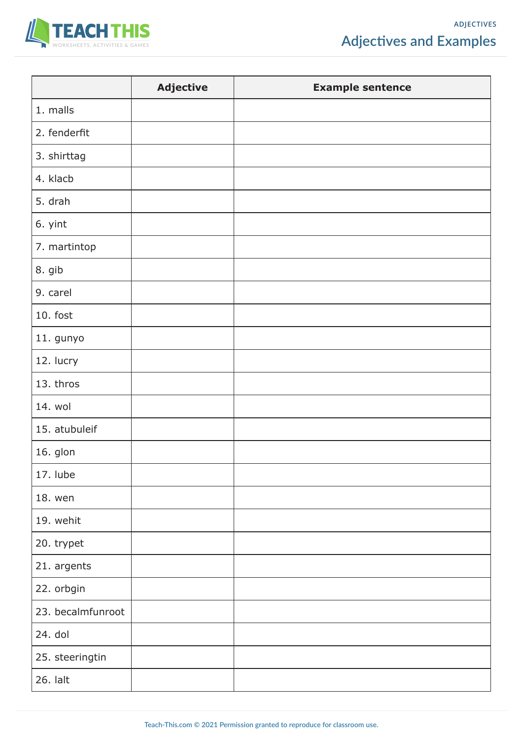| | Adjective | Example sentence |
|---|---|---|
| 1. malls | | |
| 2. fenderfit | | |
| 3. shirttag | | |
| 4. klacb | | |
| 5. drah | | |
| 6. yint | | |
| 7. martintop | | |
| 8. gib | | |
| 9. carel | | |
| 10. fost | | |
| 11. gunyo | | |
| 12. lucry | | |
| 13. thros | | |
| 14. wol | | |
| 15. atubuleif | | |
| 16. glon | | |
| 17. lube | | |
| 18. wen | | |
| 19. wehit | | |
| 20. trypet | | |
| 21. argents | | |
| 22. orbgin | | |
| 23. becalmfunroot | | |
| 24. dol | | |
| 25. steeringtin | | |
| 26. lalt | | |